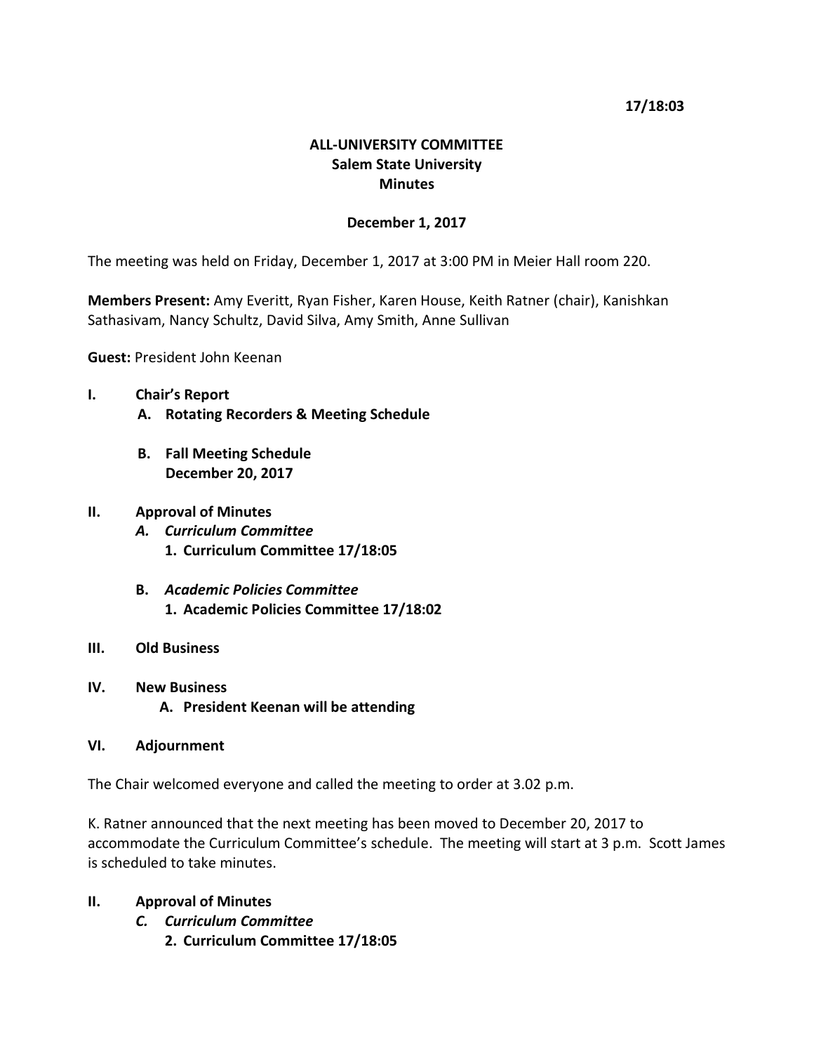17/18:03

# ALL-UNIVERSITY COMMITTEE
## Salem State University
## Minutes

**December 1, 2017**

The meeting was held on Friday, December 1, 2017 at 3:00 PM in Meier Hall room 220.

**Members Present:** Amy Everitt, Ryan Fisher, Karen House, Keith Ratner (chair), Kanishkan Sathasivam, Nancy Schultz, David Silva, Amy Smith, Anne Sullivan

**Guest:** President John Keenan

**I. Chair's Report**
- **A. Rotating Recorders & Meeting Schedule**
- **B. Fall Meeting Schedule**
  **December 20, 2017**

**II. Approval of Minutes**
- ***A. Curriculum Committee***
  **1. Curriculum Committee 17/18:05**
- ***B. Academic Policies Committee***
  **1. Academic Policies Committee 17/18:02**

**III. Old Business**

**IV. New Business**
- **A. President Keenan will be attending**

**VI. Adjournment**

The Chair welcomed everyone and called the meeting to order at 3.02 p.m.

K. Ratner announced that the next meeting has been moved to December 20, 2017 to accommodate the Curriculum Committee's schedule. The meeting will start at 3 p.m. Scott James is scheduled to take minutes.

**II. Approval of Minutes**
- ***C. Curriculum Committee***
  **2. Curriculum Committee 17/18:05**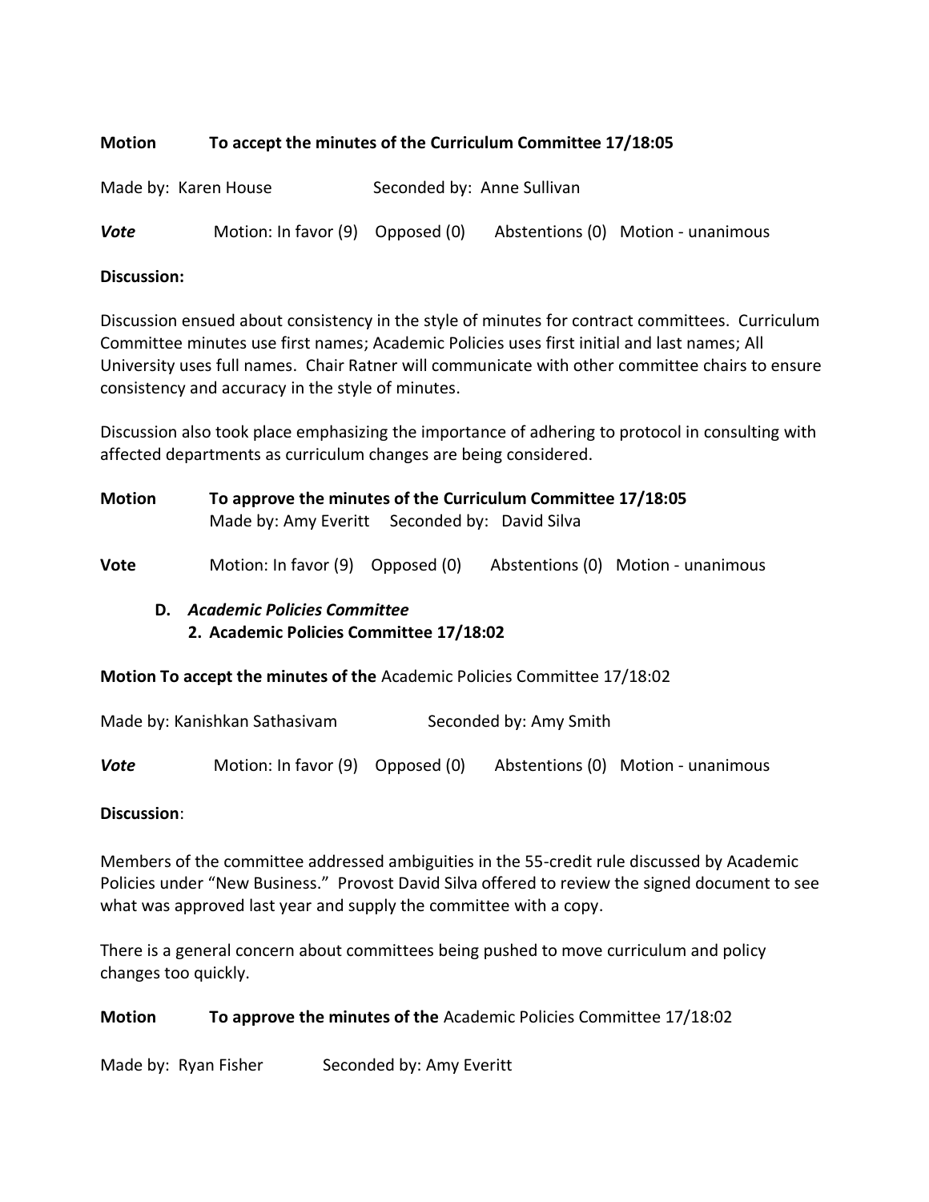**Motion** **To accept the minutes of the Curriculum Committee 17/18:05**

Made by: Karen House Seconded by: Anne Sullivan

***Vote*** Motion: In favor (9) Opposed (0) Abstentions (0) Motion - unanimous

**Discussion:**

Discussion ensued about consistency in the style of minutes for contract committees. Curriculum Committee minutes use first names; Academic Policies uses first initial and last names; All University uses full names. Chair Ratner will communicate with other committee chairs to ensure consistency and accuracy in the style of minutes.

Discussion also took place emphasizing the importance of adhering to protocol in consulting with affected departments as curriculum changes are being considered.

**Motion** **To approve the minutes of the Curriculum Committee 17/18:05**
Made by: Amy Everitt Seconded by: David Silva

**Vote** Motion: In favor (9) Opposed (0) Abstentions (0) Motion - unanimous

**D.** ***Academic Policies Committee***
**2. Academic Policies Committee 17/18:02**

**Motion To accept the minutes of the** Academic Policies Committee 17/18:02

Made by: Kanishkan Sathasivam Seconded by: Amy Smith

***Vote*** Motion: In favor (9) Opposed (0) Abstentions (0) Motion - unanimous

**Discussion**:

Members of the committee addressed ambiguities in the 55-credit rule discussed by Academic Policies under "New Business." Provost David Silva offered to review the signed document to see what was approved last year and supply the committee with a copy.

There is a general concern about committees being pushed to move curriculum and policy changes too quickly.

**Motion** **To approve the minutes of the** Academic Policies Committee 17/18:02

Made by: Ryan Fisher Seconded by: Amy Everitt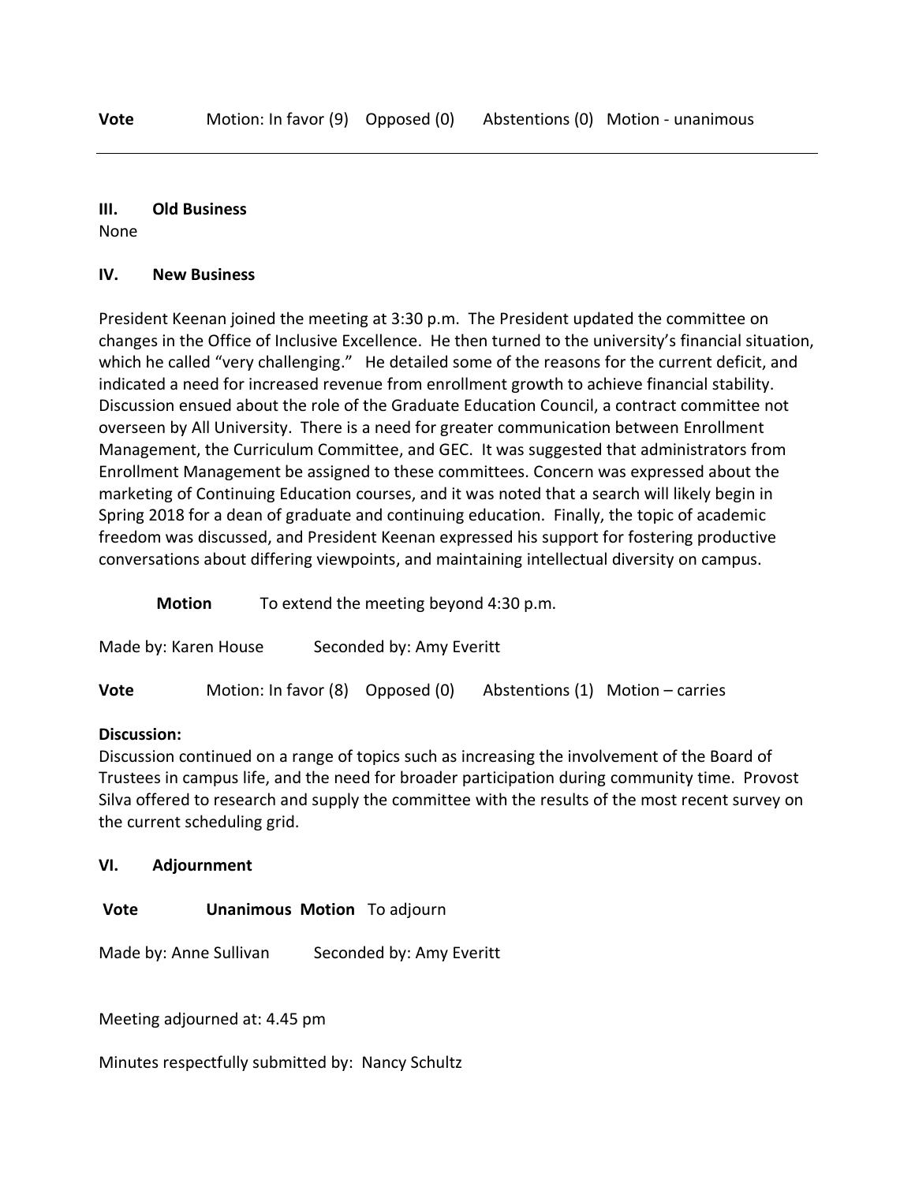**Vote** Motion: In favor (9) Opposed (0) Abstentions (0) Motion - unanimous

---

### III. Old Business

None

### IV. New Business

President Keenan joined the meeting at 3:30 p.m. The President updated the committee on changes in the Office of Inclusive Excellence. He then turned to the university's financial situation, which he called "very challenging." He detailed some of the reasons for the current deficit, and indicated a need for increased revenue from enrollment growth to achieve financial stability. Discussion ensued about the role of the Graduate Education Council, a contract committee not overseen by All University. There is a need for greater communication between Enrollment Management, the Curriculum Committee, and GEC. It was suggested that administrators from Enrollment Management be assigned to these committees. Concern was expressed about the marketing of Continuing Education courses, and it was noted that a search will likely begin in Spring 2018 for a dean of graduate and continuing education. Finally, the topic of academic freedom was discussed, and President Keenan expressed his support for fostering productive conversations about differing viewpoints, and maintaining intellectual diversity on campus.

**Motion** To extend the meeting beyond 4:30 p.m.

Made by: Karen House Seconded by: Amy Everitt

**Vote** Motion: In favor (8) Opposed (0) Abstentions (1) Motion – carries

**Discussion:**

Discussion continued on a range of topics such as increasing the involvement of the Board of Trustees in campus life, and the need for broader participation during community time. Provost Silva offered to research and supply the committee with the results of the most recent survey on the current scheduling grid.

### VI. Adjournment

**Vote** **Unanimous** **Motion** To adjourn

Made by: Anne Sullivan Seconded by: Amy Everitt

Meeting adjourned at: 4.45 pm

Minutes respectfully submitted by: Nancy Schultz